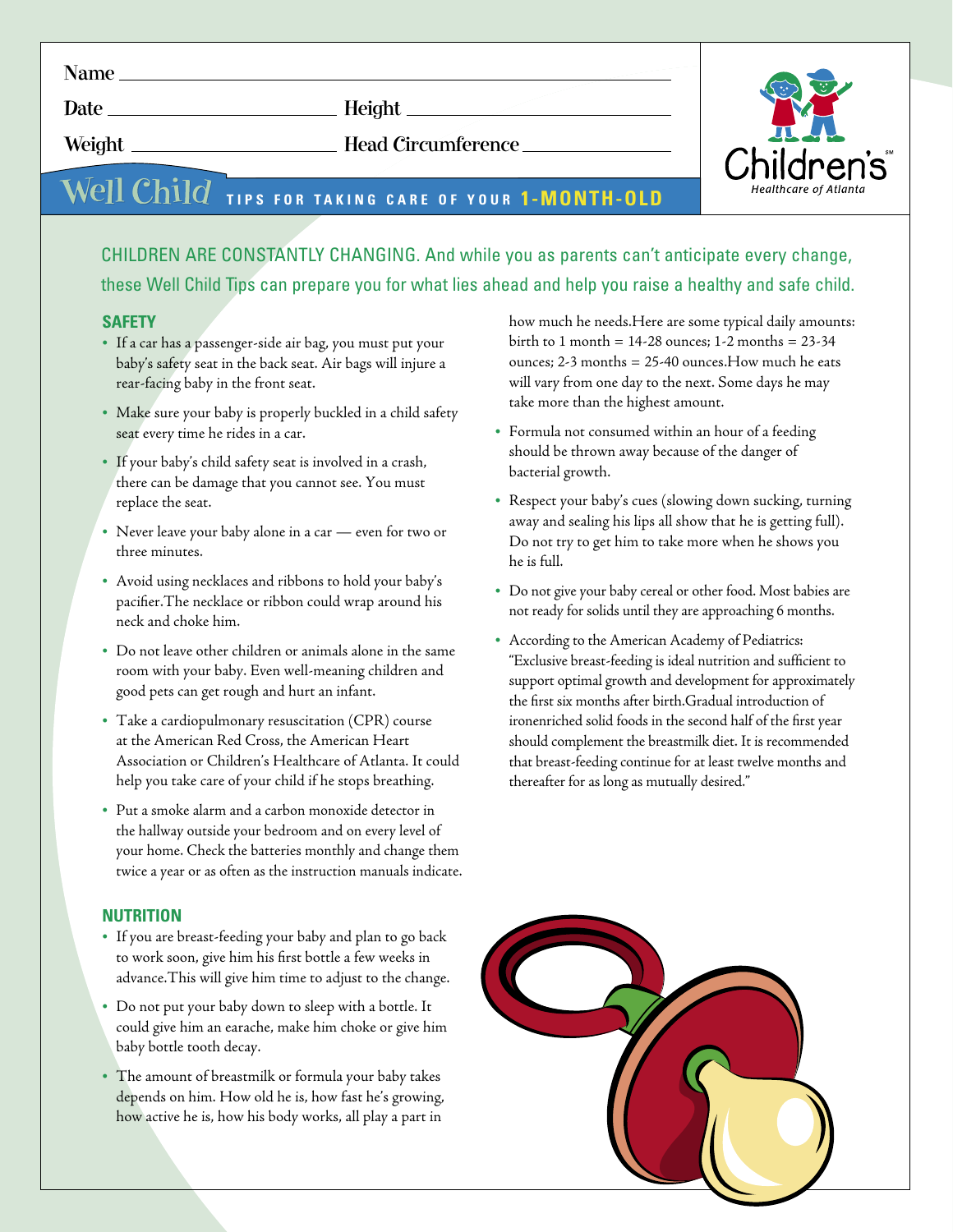Name ______________________________

Date ______________ Height ______________

Weight ______________ Head Circumference ______________

Children's Healthcare of Atlanta

# Well Child TIPS FOR TAKING CARE OF YOUR 1-MONTH-OLD

CHILDREN ARE CONSTANTLY CHANGING. And while you as parents can't anticipate every change, these Well Child Tips can prepare you for what lies ahead and help you raise a healthy and safe child.

## SAFETY

- If a car has a passenger-side air bag, you must put your baby's safety seat in the back seat. Air bags will injure a rear-facing baby in the front seat.
- Make sure your baby is properly buckled in a child safety seat every time he rides in a car.
- If your baby's child safety seat is involved in a crash, there can be damage that you cannot see. You must replace the seat.
- Never leave your baby alone in a car — even for two or three minutes.
- Avoid using necklaces and ribbons to hold your baby's pacifier.The necklace or ribbon could wrap around his neck and choke him.
- Do not leave other children or animals alone in the same room with your baby. Even well-meaning children and good pets can get rough and hurt an infant.
- Take a cardiopulmonary resuscitation (CPR) course at the American Red Cross, the American Heart Association or Children's Healthcare of Atlanta. It could help you take care of your child if he stops breathing.
- Put a smoke alarm and a carbon monoxide detector in the hallway outside your bedroom and on every level of your home. Check the batteries monthly and change them twice a year or as often as the instruction manuals indicate.

## NUTRITION

- If you are breast-feeding your baby and plan to go back to work soon, give him his first bottle a few weeks in advance.This will give him time to adjust to the change.
- Do not put your baby down to sleep with a bottle. It could give him an earache, make him choke or give him baby bottle tooth decay.
- The amount of breastmilk or formula your baby takes depends on him. How old he is, how fast he's growing, how active he is, how his body works, all play a part in how much he needs.Here are some typical daily amounts: birth to 1 month = 14-28 ounces; 1-2 months = 23-34 ounces; 2-3 months = 25-40 ounces.How much he eats will vary from one day to the next. Some days he may take more than the highest amount.
- Formula not consumed within an hour of a feeding should be thrown away because of the danger of bacterial growth.
- Respect your baby's cues (slowing down sucking, turning away and sealing his lips all show that he is getting full). Do not try to get him to take more when he shows you he is full.
- Do not give your baby cereal or other food. Most babies are not ready for solids until they are approaching 6 months.
- According to the American Academy of Pediatrics: "Exclusive breast-feeding is ideal nutrition and sufficient to support optimal growth and development for approximately the first six months after birth.Gradual introduction of ironenriched solid foods in the second half of the first year should complement the breastmilk diet. It is recommended that breast-feeding continue for at least twelve months and thereafter for as long as mutually desired."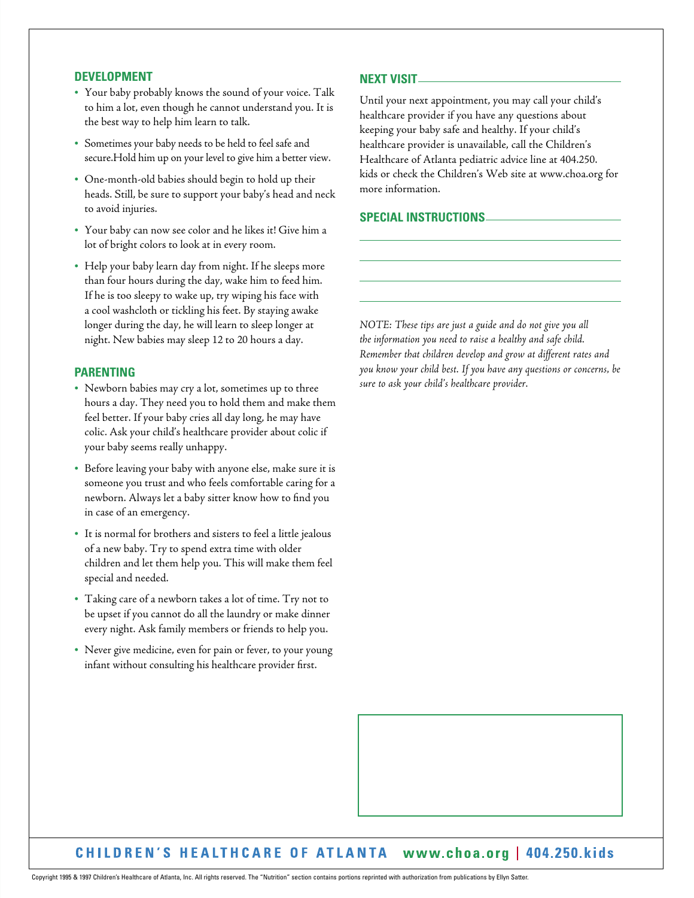## DEVELOPMENT

- Your baby probably knows the sound of your voice. Talk to him a lot, even though he cannot understand you. It is the best way to help him learn to talk.
- Sometimes your baby needs to be held to feel safe and secure.Hold him up on your level to give him a better view.
- One-month-old babies should begin to hold up their heads. Still, be sure to support your baby's head and neck to avoid injuries.
- Your baby can now see color and he likes it! Give him a lot of bright colors to look at in every room.
- Help your baby learn day from night. If he sleeps more than four hours during the day, wake him to feed him. If he is too sleepy to wake up, try wiping his face with a cool washcloth or tickling his feet. By staying awake longer during the day, he will learn to sleep longer at night. New babies may sleep 12 to 20 hours a day.

## PARENTING

- Newborn babies may cry a lot, sometimes up to three hours a day. They need you to hold them and make them feel better. If your baby cries all day long, he may have colic. Ask your child's healthcare provider about colic if your baby seems really unhappy.
- Before leaving your baby with anyone else, make sure it is someone you trust and who feels comfortable caring for a newborn. Always let a baby sitter know how to find you in case of an emergency.
- It is normal for brothers and sisters to feel a little jealous of a new baby. Try to spend extra time with older children and let them help you. This will make them feel special and needed.
- Taking care of a newborn takes a lot of time. Try not to be upset if you cannot do all the laundry or make dinner every night. Ask family members or friends to help you.
- Never give medicine, even for pain or fever, to your young infant without consulting his healthcare provider first.

## NEXT VISIT

Until your next appointment, you may call your child's healthcare provider if you have any questions about keeping your baby safe and healthy. If your child's healthcare provider is unavailable, call the Children's Healthcare of Atlanta pediatric advice line at 404.250.kids or check the Children's Web site at www.choa.org for more information.

## SPECIAL INSTRUCTIONS

*NOTE: These tips are just a guide and do not give you all the information you need to raise a healthy and safe child. Remember that children develop and grow at different rates and you know your child best. If you have any questions or concerns, be sure to ask your child's healthcare provider.*

**CHILDREN'S HEALTHCARE OF ATLANTA** www.choa.org | 404.250.kids

Copyright 1995 & 1997 Children's Healthcare of Atlanta, Inc. All rights reserved. The "Nutrition" section contains portions reprinted with authorization from publications by Ellyn Satter.